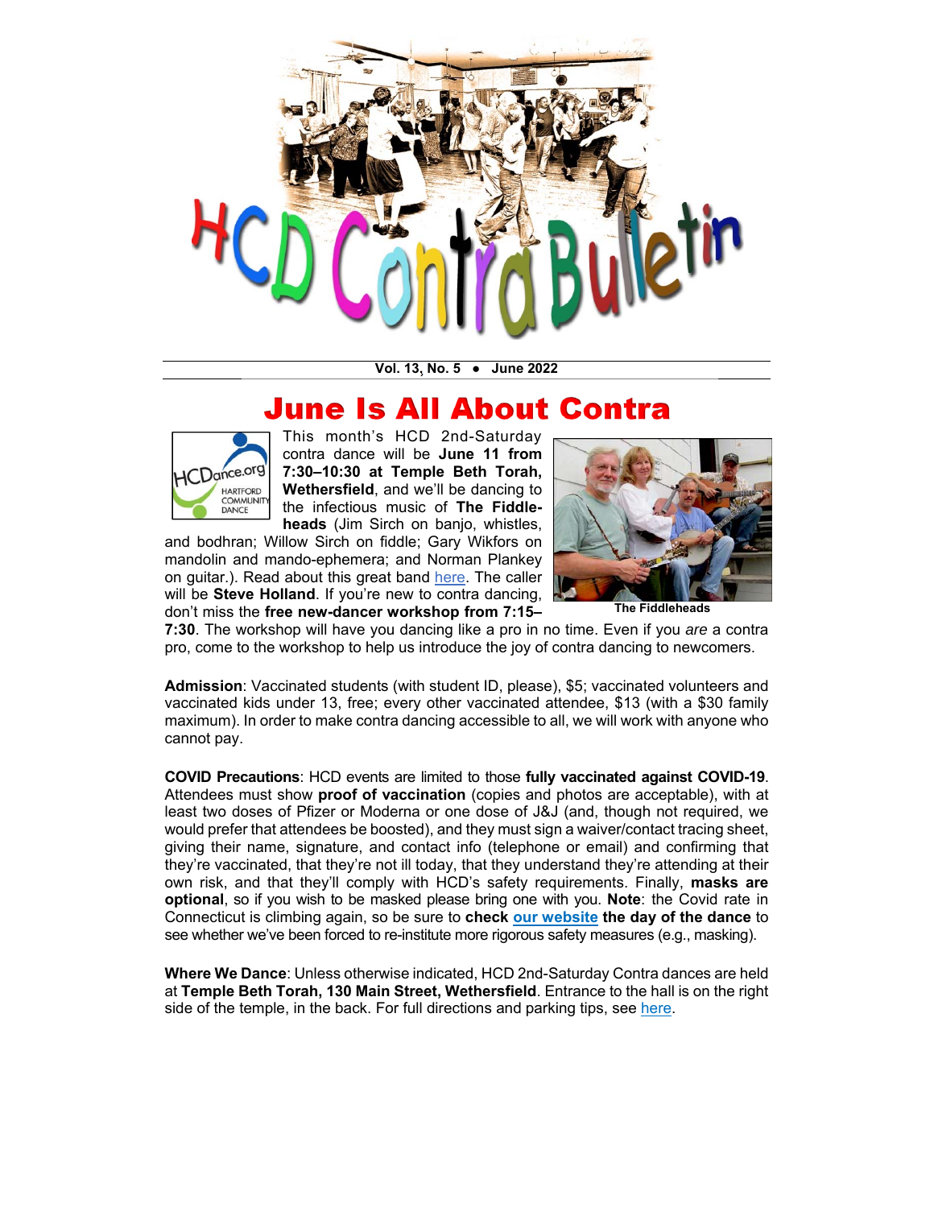# HCD Contra Bulletin

**Vol. 13, No. 5 • June 2022**

## June Is All About Contra

This month's HCD 2nd-Saturday contra dance will be **June 11 from 7:30–10:30 at Temple Beth Torah, Wethersfield**, and we'll be dancing to the infectious music of **The Fiddleheads** (Jim Sirch on banjo, whistles, and bodhran; Willow Sirch on fiddle; Gary Wikfors on mandolin and mando-ephemera; and Norman Plankey on guitar.). Read about this great band here. The caller will be **Steve Holland**. If you're new to contra dancing, don't miss the **free new-dancer workshop from 7:15–7:30**. The workshop will have you dancing like a pro in no time. Even if you *are* a contra pro, come to the workshop to help us introduce the joy of contra dancing to newcomers.

The Fiddleheads

**Admission**: Vaccinated students (with student ID, please), $5; vaccinated volunteers and vaccinated kids under 13, free; every other vaccinated attendee, $13 (with a $30 family maximum). In order to make contra dancing accessible to all, we will work with anyone who cannot pay.

**COVID Precautions**: HCD events are limited to those **fully vaccinated against COVID-19**. Attendees must show **proof of vaccination** (copies and photos are acceptable), with at least two doses of Pfizer or Moderna or one dose of J&J (and, though not required, we would prefer that attendees be boosted), and they must sign a waiver/contact tracing sheet, giving their name, signature, and contact info (telephone or email) and confirming that they're vaccinated, that they're not ill today, that they understand they're attending at their own risk, and that they'll comply with HCD's safety requirements. Finally, **masks are optional**, so if you wish to be masked please bring one with you. **Note**: the Covid rate in Connecticut is climbing again, so be sure to **check our website the day of the dance** to see whether we've been forced to re-institute more rigorous safety measures (e.g., masking).

**Where We Dance**: Unless otherwise indicated, HCD 2nd-Saturday Contra dances are held at **Temple Beth Torah, 130 Main Street, Wethersfield**. Entrance to the hall is on the right side of the temple, in the back. For full directions and parking tips, see here.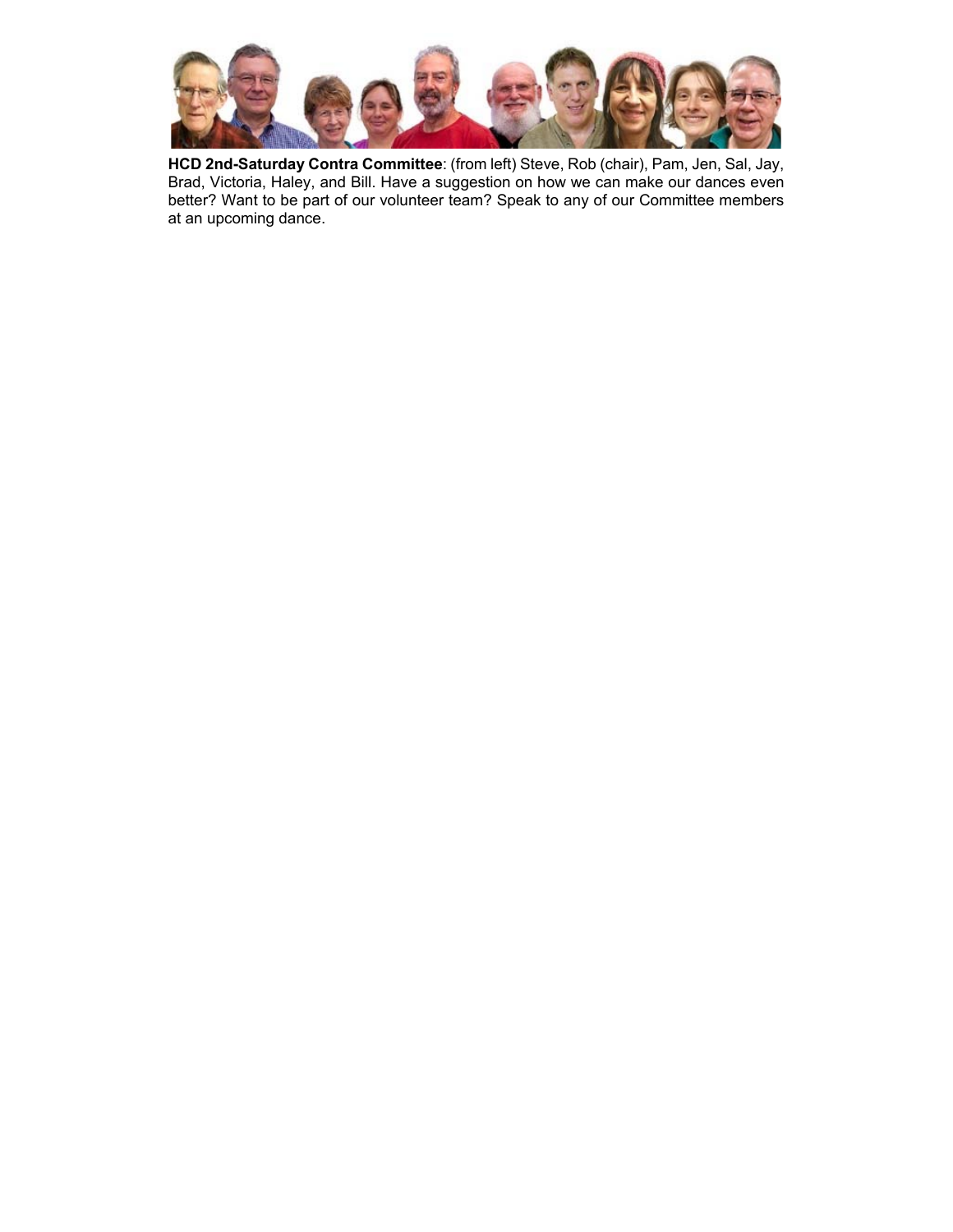**HCD 2nd-Saturday Contra Committee**: (from left) Steve, Rob (chair), Pam, Jen, Sal, Jay, Brad, Victoria, Haley, and Bill. Have a suggestion on how we can make our dances even better? Want to be part of our volunteer team? Speak to any of our Committee members at an upcoming dance.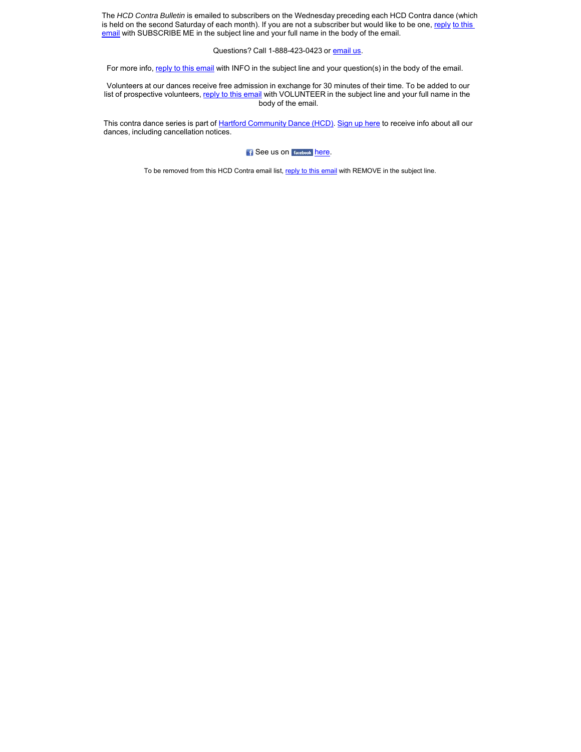The *HCD Contra Bulletin* is emailed to subscribers on the Wednesday preceding each HCD Contra dance (which is held on the second Saturday of each month). If you are not a subscriber but would like to be one, reply to this email with SUBSCRIBE ME in the subject line and your full name in the body of the email.

Questions? Call 1-888-423-0423 or email us.

For more info, reply to this email with INFO in the subject line and your question(s) in the body of the email.

Volunteers at our dances receive free admission in exchange for 30 minutes of their time. To be added to our list of prospective volunteers, reply to this email with VOLUNTEER in the subject line and your full name in the body of the email.

This contra dance series is part of Hartford Community Dance (HCD). Sign up here to receive info about all our dances, including cancellation notices.

See us on facebook here.

To be removed from this HCD Contra email list, reply to this email with REMOVE in the subject line.